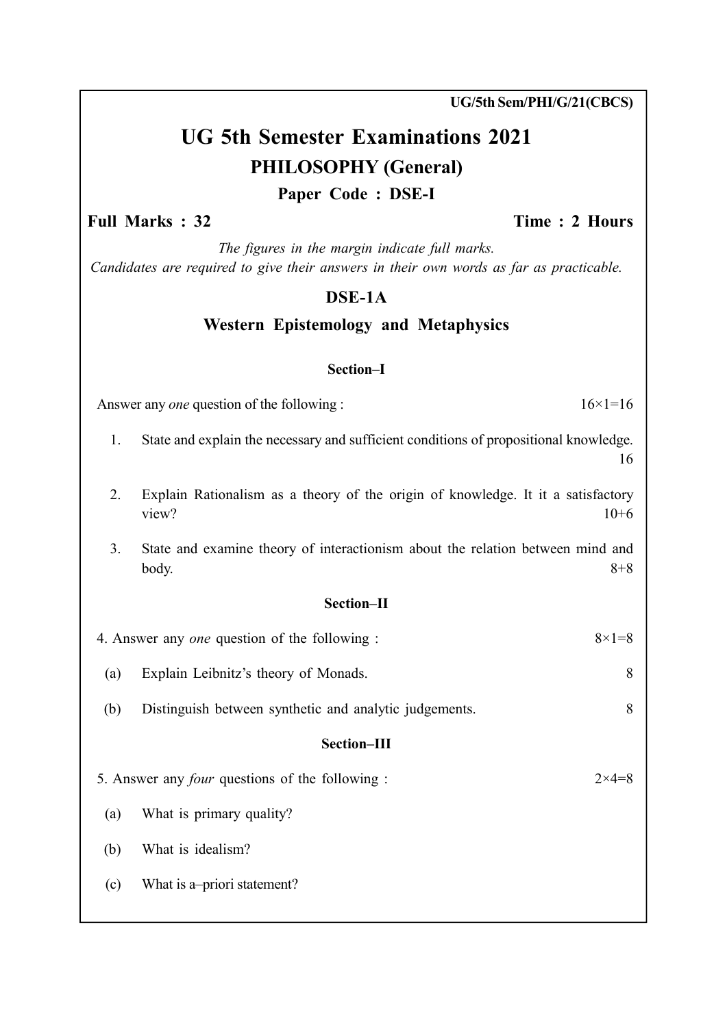UG/5th Sem/PHI/G/21(CBCS)

# UG 5th Semester Examinations 2021

## PHILOSOPHY (General)

### Paper Code : DSE-I

**Full Marks : 32** **Time : 2 Hours**

*The figures in the margin indicate full marks.*
*Candidates are required to give their answers in their own words as far as practicable.*

## DSE-1A

## Western Epistemology and Metaphysics

### Section–I

Answer any *one* question of the following : 16×1=16

1. State and explain the necessary and sufficient conditions of propositional knowledge. 16

2. Explain Rationalism as a theory of the origin of knowledge. It it a satisfactory view? 10+6

3. State and examine theory of interactionism about the relation between mind and body. 8+8

### Section–II

4. Answer any *one* question of the following : 8×1=8

(a) Explain Leibnitz's theory of Monads. 8

(b) Distinguish between synthetic and analytic judgements. 8

### Section–III

5. Answer any *four* questions of the following : 2×4=8

(a) What is primary quality?

(b) What is idealism?

(c) What is a–priori statement?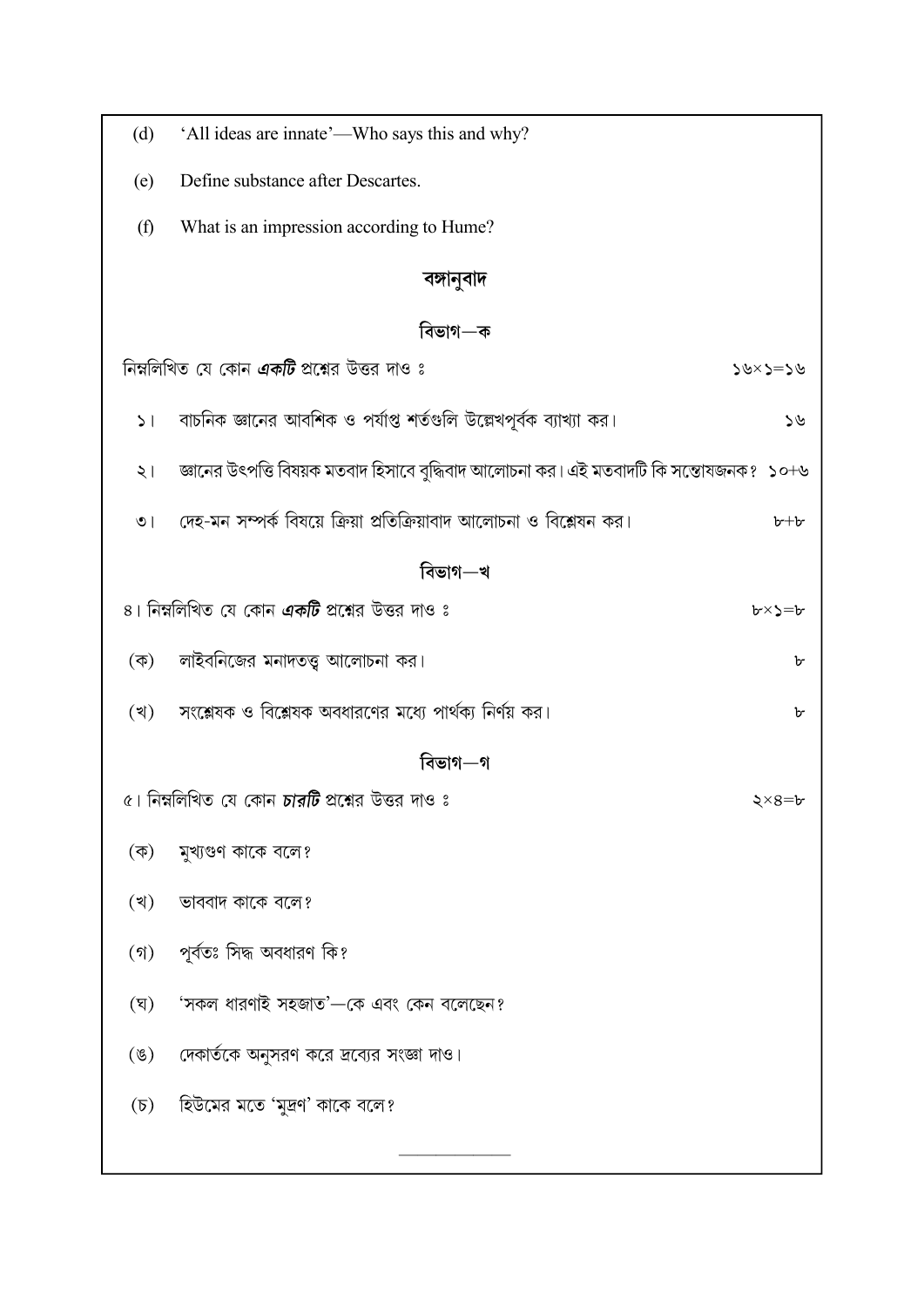(d) 'All ideas are innate'—Who says this and why?

(e) Define substance after Descartes.

(f) What is an impression according to Hume?

## বঙ্গানুবাদ

### বিভাগ—ক

নিম্নলিখিত যে কোন ***একটি*** প্রশ্নের উত্তর দাও ঃ ১৬×১=১৬

১। বাচনিক জ্ঞানের আবশিক ও পর্যাপ্ত শর্তগুলি উল্লেখপূর্বক ব্যাখ্যা কর। ১৬

২। জ্ঞানের উৎপত্তি বিষয়ক মতবাদ হিসাবে বুদ্ধিবাদ আলোচনা কর। এই মতবাদটি কি সন্তোষজনক? ১০+৬

৩। দেহ-মন সম্পর্ক বিষয়ে ক্রিয়া প্রতিক্রিয়াবাদ আলোচনা ও বিশ্লেষন কর। ৮+৮

### বিভাগ—খ

৪। নিম্নলিখিত যে কোন ***একটি*** প্রশ্নের উত্তর দাও ঃ ৮×১=৮

(ক) লাইবনিজের মনাদতত্ত্ব আলোচনা কর। ৮

(খ) সংশ্লেষক ও বিশ্লেষক অবধারণের মধ্যে পার্থক্য নির্ণয় কর। ৮

### বিভাগ—গ

৫। নিম্নলিখিত যে কোন ***চারটি*** প্রশ্নের উত্তর দাও ঃ ২×৪=৮

(ক) মুখ্যগুণ কাকে বলে?

(খ) ভাববাদ কাকে বলে?

(গ) পূর্বতঃ সিদ্ধ অবধারণ কি?

(ঘ) 'সকল ধারণাই সহজাত'—কে এবং কেন বলেছেন?

(ঙ) দেকার্তকে অনুসরণ করে দ্রব্যের সংজ্ঞা দাও।

(চ) হিউমের মতে 'মুদ্রণ' কাকে বলে?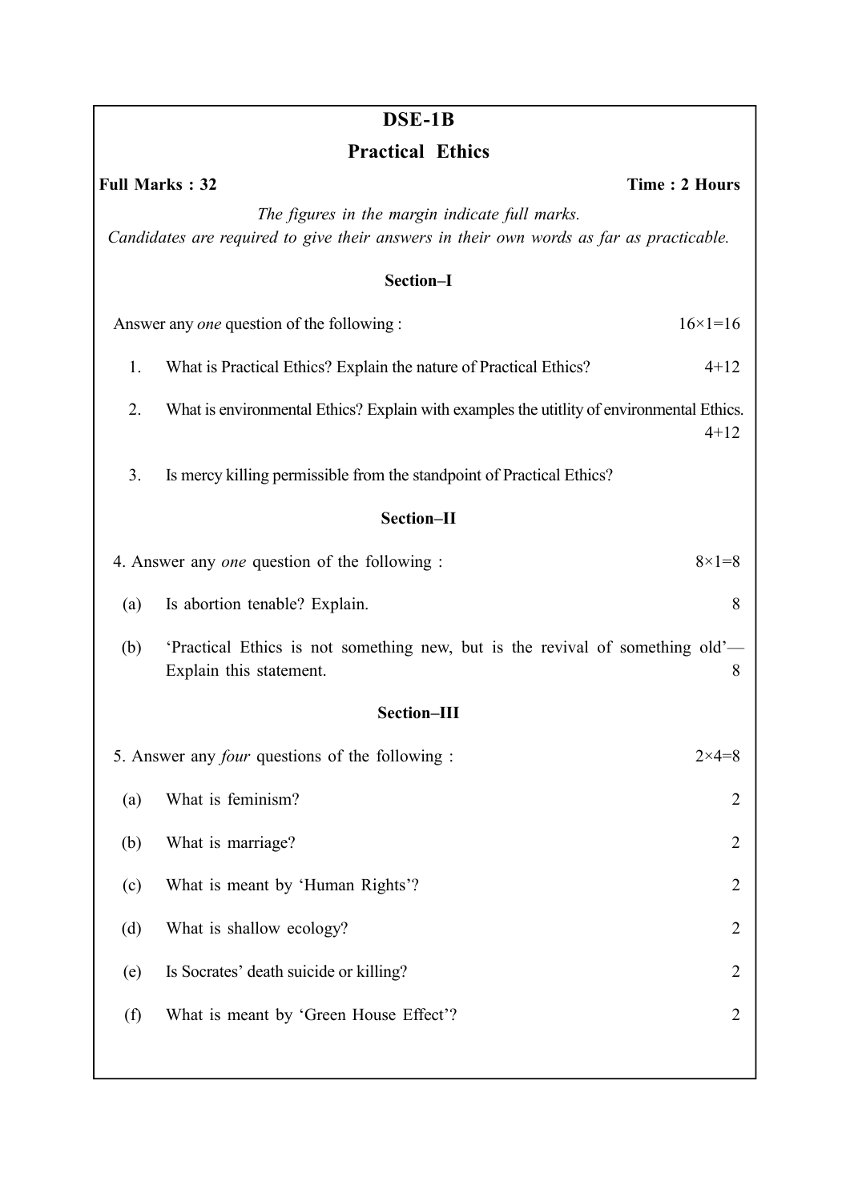# DSE-1B

## Practical Ethics

**Full Marks : 32** **Time : 2 Hours**

*The figures in the margin indicate full marks.*
*Candidates are required to give their answers in their own words as far as practicable.*

### Section–I

Answer any *one* question of the following : 16×1=16

1. What is Practical Ethics? Explain the nature of Practical Ethics? 4+12

2. What is environmental Ethics? Explain with examples the utitlity of environmental Ethics. 4+12

3. Is mercy killing permissible from the standpoint of Practical Ethics?

### Section–II

4. Answer any *one* question of the following : 8×1=8

(a) Is abortion tenable? Explain. 8

(b) 'Practical Ethics is not something new, but is the revival of something old'— Explain this statement. 8

### Section–III

5. Answer any *four* questions of the following : 2×4=8

(a) What is feminism? 2

(b) What is marriage? 2

(c) What is meant by 'Human Rights'? 2

(d) What is shallow ecology? 2

(e) Is Socrates' death suicide or killing? 2

(f) What is meant by 'Green House Effect'? 2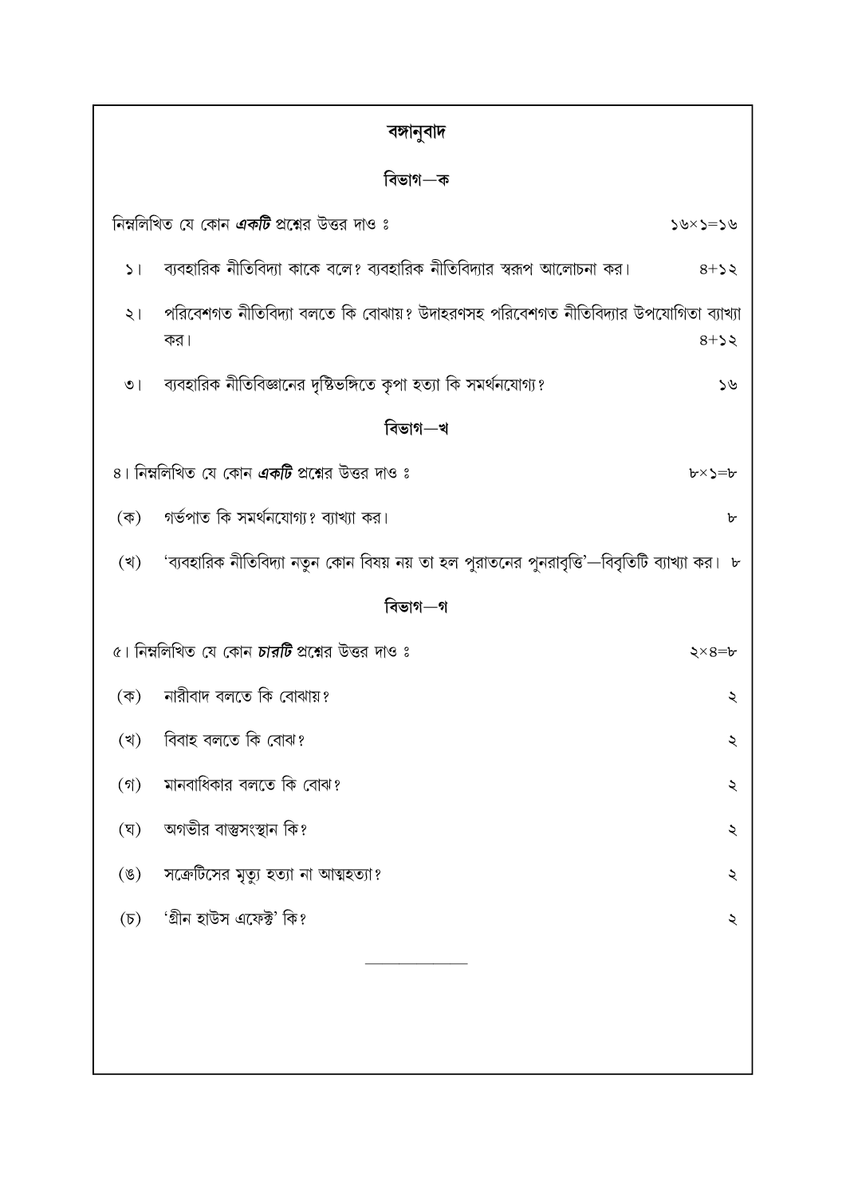## বঙ্গানুবাদ

### বিভাগ—ক

নিম্নলিখিত যে কোন ***একটি*** প্রশ্নের উত্তর দাও ঃ ১৬×১=১৬

১। ব্যবহারিক নীতিবিদ্যা কাকে বলে? ব্যবহারিক নীতিবিদ্যার স্বরূপ আলোচনা কর। ৪+১২

২। পরিবেশগত নীতিবিদ্যা বলতে কি বোঝায়? উদাহরণসহ পরিবেশগত নীতিবিদ্যার উপযোগিতা ব্যাখ্যা কর। ৪+১২

৩। ব্যবহারিক নীতিবিজ্ঞানের দৃষ্টিভঙ্গিতে কৃপা হত্যা কি সমর্থনযোগ্য? ১৬

### বিভাগ—খ

৪। নিম্নলিখিত যে কোন ***একটি*** প্রশ্নের উত্তর দাও ঃ ৮×১=৮

(ক) গর্ভপাত কি সমর্থনযোগ্য? ব্যাখ্যা কর। ৮

(খ) 'ব্যবহারিক নীতিবিদ্যা নতুন কোন বিষয় নয় তা হল পুরাতনের পুনরাবৃত্তি'—বিবৃতিটি ব্যাখ্যা কর। ৮

### বিভাগ—গ

৫। নিম্নলিখিত যে কোন ***চারটি*** প্রশ্নের উত্তর দাও ঃ ২×৪=৮

(ক) নারীবাদ বলতে কি বোঝায়? ২

(খ) বিবাহ বলতে কি বোঝ? ২

(গ) মানবাধিকার বলতে কি বোঝ? ২

(ঘ) অগভীর বাস্তুসংস্থান কি? ২

(ঙ) সক্রেটিসের মৃত্যু হত্যা না আত্মহত্যা? ২

(চ) 'গ্রীন হাউস এফেক্ট' কি? ২

---